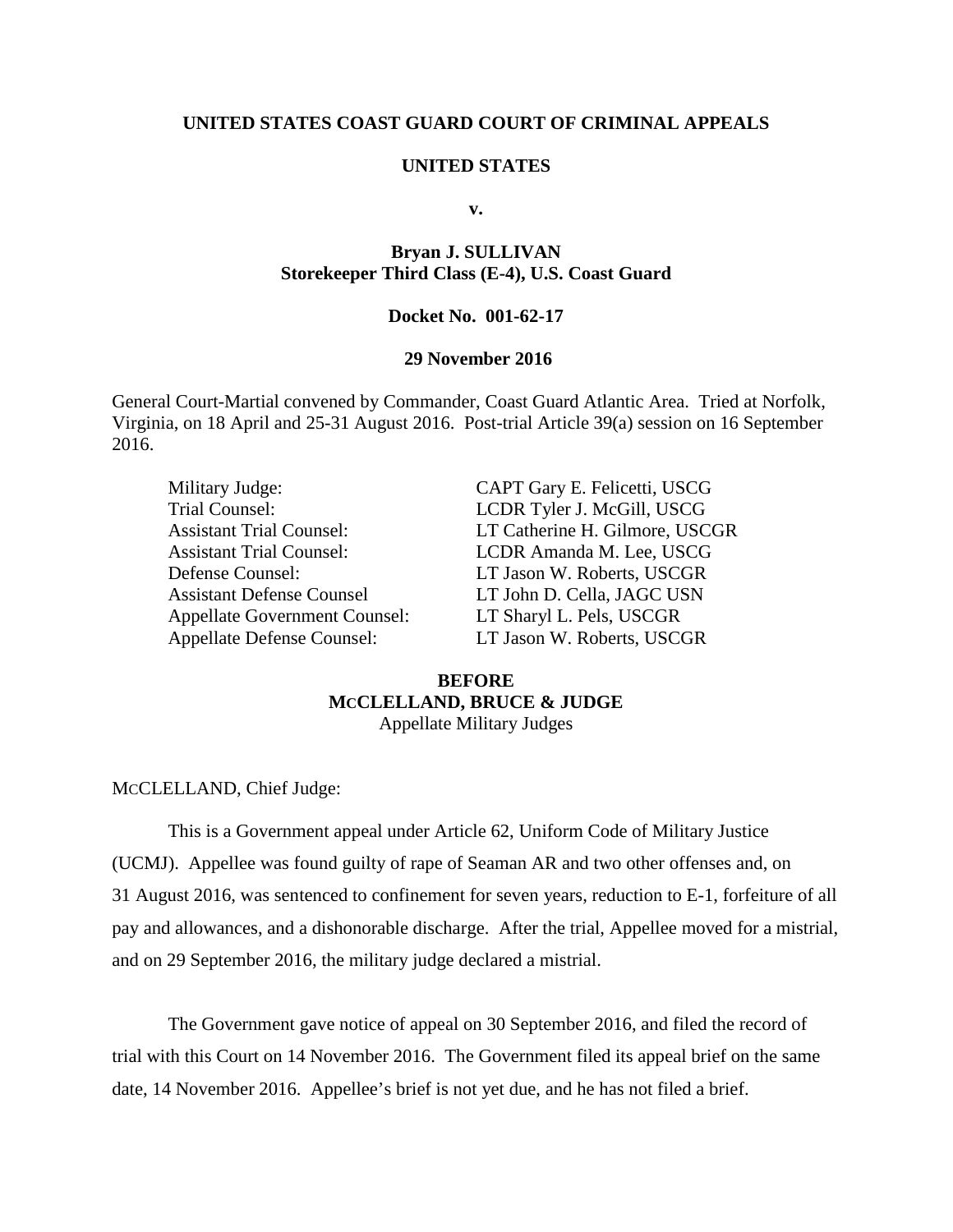**UNITED STATES COAST GUARD COURT OF CRIMINAL APPEALS**

**UNITED STATES**

**v.**

**Bryan J. SULLIVAN**
**Storekeeper Third Class (E-4), U.S. Coast Guard**

**Docket No. 001-62-17**

**29 November 2016**

General Court-Martial convened by Commander, Coast Guard Atlantic Area. Tried at Norfolk, Virginia, on 18 April and 25-31 August 2016. Post-trial Article 39(a) session on 16 September 2016.

| | |
|---|---|
| Military Judge: | CAPT Gary E. Felicetti, USCG |
| Trial Counsel: | LCDR Tyler J. McGill, USCG |
| Assistant Trial Counsel: | LT Catherine H. Gilmore, USCGR |
| Assistant Trial Counsel: | LCDR Amanda M. Lee, USCG |
| Defense Counsel: | LT Jason W. Roberts, USCGR |
| Assistant Defense Counsel | LT John D. Cella, JAGC USN |
| Appellate Government Counsel: | LT Sharyl L. Pels, USCGR |
| Appellate Defense Counsel: | LT Jason W. Roberts, USCGR |

**BEFORE**
**MCCLELLAND, BRUCE & JUDGE**
Appellate Military Judges

MCCLELLAND, Chief Judge:

This is a Government appeal under Article 62, Uniform Code of Military Justice (UCMJ). Appellee was found guilty of rape of Seaman AR and two other offenses and, on 31 August 2016, was sentenced to confinement for seven years, reduction to E-1, forfeiture of all pay and allowances, and a dishonorable discharge. After the trial, Appellee moved for a mistrial, and on 29 September 2016, the military judge declared a mistrial.

The Government gave notice of appeal on 30 September 2016, and filed the record of trial with this Court on 14 November 2016. The Government filed its appeal brief on the same date, 14 November 2016. Appellee's brief is not yet due, and he has not filed a brief.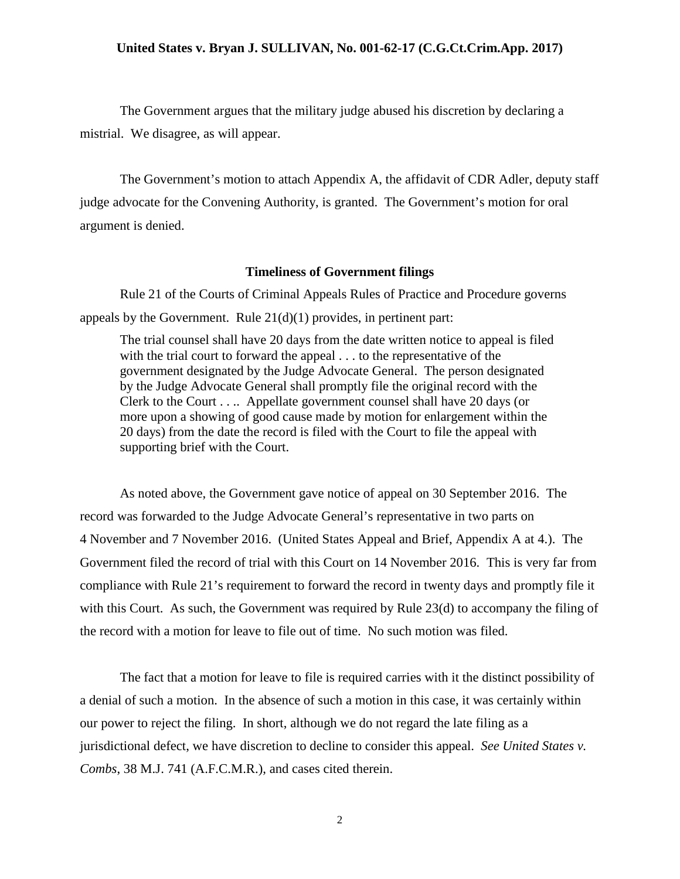The Government argues that the military judge abused his discretion by declaring a mistrial. We disagree, as will appear.

The Government's motion to attach Appendix A, the affidavit of CDR Adler, deputy staff judge advocate for the Convening Authority, is granted. The Government's motion for oral argument is denied.

**Timeliness of Government filings**

Rule 21 of the Courts of Criminal Appeals Rules of Practice and Procedure governs appeals by the Government. Rule 21(d)(1) provides, in pertinent part:

> The trial counsel shall have 20 days from the date written notice to appeal is filed with the trial court to forward the appeal . . . to the representative of the government designated by the Judge Advocate General. The person designated by the Judge Advocate General shall promptly file the original record with the Clerk to the Court . . .. Appellate government counsel shall have 20 days (or more upon a showing of good cause made by motion for enlargement within the 20 days) from the date the record is filed with the Court to file the appeal with supporting brief with the Court.

As noted above, the Government gave notice of appeal on 30 September 2016. The record was forwarded to the Judge Advocate General's representative in two parts on 4 November and 7 November 2016. (United States Appeal and Brief, Appendix A at 4.). The Government filed the record of trial with this Court on 14 November 2016. This is very far from compliance with Rule 21's requirement to forward the record in twenty days and promptly file it with this Court. As such, the Government was required by Rule 23(d) to accompany the filing of the record with a motion for leave to file out of time. No such motion was filed.

The fact that a motion for leave to file is required carries with it the distinct possibility of a denial of such a motion. In the absence of such a motion in this case, it was certainly within our power to reject the filing. In short, although we do not regard the late filing as a jurisdictional defect, we have discretion to decline to consider this appeal. *See United States v. Combs*, 38 M.J. 741 (A.F.C.M.R.), and cases cited therein.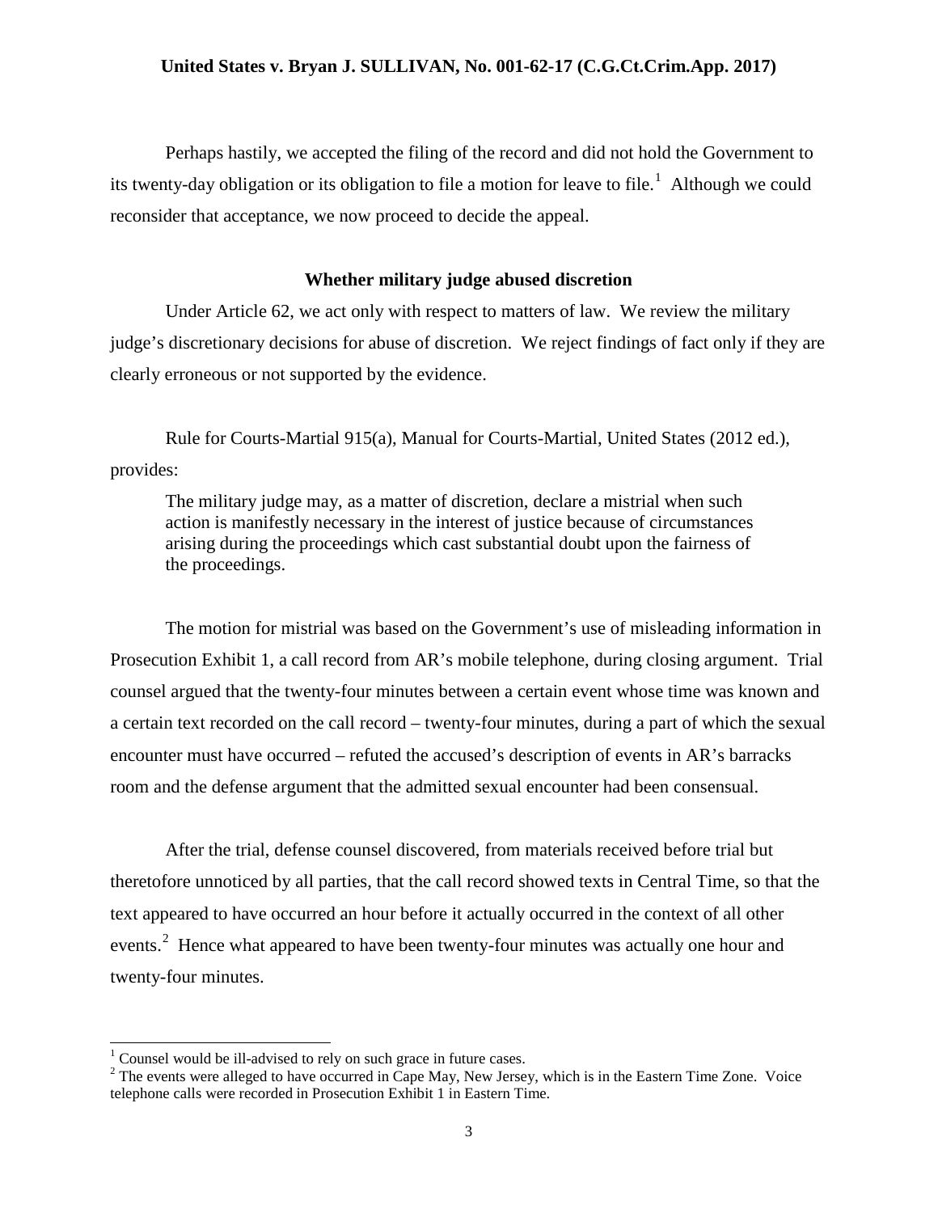Perhaps hastily, we accepted the filing of the record and did not hold the Government to its twenty-day obligation or its obligation to file a motion for leave to file.[1] Although we could reconsider that acceptance, we now proceed to decide the appeal.

### Whether military judge abused discretion

Under Article 62, we act only with respect to matters of law. We review the military judge's discretionary decisions for abuse of discretion. We reject findings of fact only if they are clearly erroneous or not supported by the evidence.

Rule for Courts-Martial 915(a), Manual for Courts-Martial, United States (2012 ed.), provides:

> The military judge may, as a matter of discretion, declare a mistrial when such action is manifestly necessary in the interest of justice because of circumstances arising during the proceedings which cast substantial doubt upon the fairness of the proceedings.

The motion for mistrial was based on the Government's use of misleading information in Prosecution Exhibit 1, a call record from AR's mobile telephone, during closing argument. Trial counsel argued that the twenty-four minutes between a certain event whose time was known and a certain text recorded on the call record – twenty-four minutes, during a part of which the sexual encounter must have occurred – refuted the accused's description of events in AR's barracks room and the defense argument that the admitted sexual encounter had been consensual.

After the trial, defense counsel discovered, from materials received before trial but theretofore unnoticed by all parties, that the call record showed texts in Central Time, so that the text appeared to have occurred an hour before it actually occurred in the context of all other events.[2] Hence what appeared to have been twenty-four minutes was actually one hour and twenty-four minutes.

---

[1] Counsel would be ill-advised to rely on such grace in future cases.

[2] The events were alleged to have occurred in Cape May, New Jersey, which is in the Eastern Time Zone. Voice telephone calls were recorded in Prosecution Exhibit 1 in Eastern Time.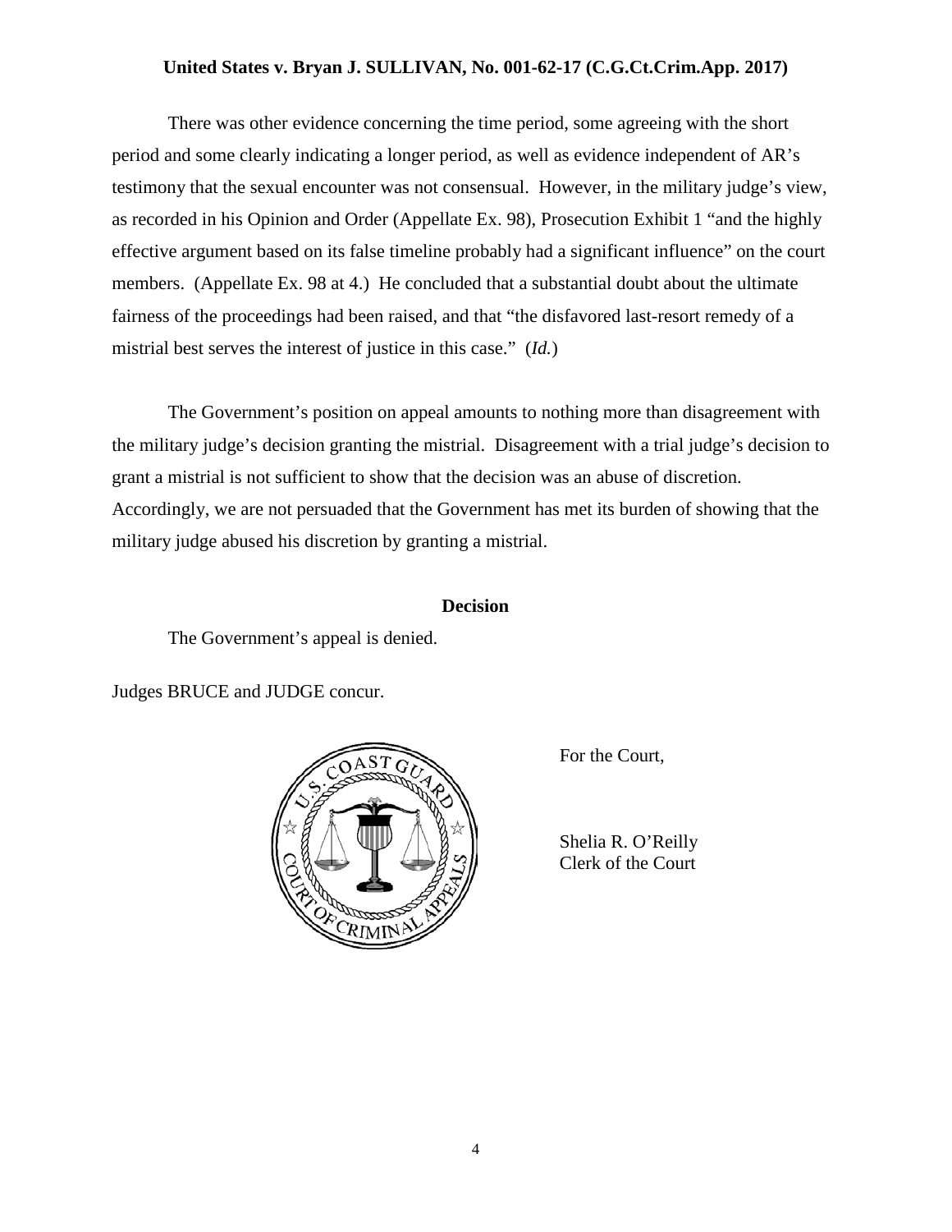There was other evidence concerning the time period, some agreeing with the short period and some clearly indicating a longer period, as well as evidence independent of AR's testimony that the sexual encounter was not consensual. However, in the military judge's view, as recorded in his Opinion and Order (Appellate Ex. 98), Prosecution Exhibit 1 "and the highly effective argument based on its false timeline probably had a significant influence" on the court members. (Appellate Ex. 98 at 4.) He concluded that a substantial doubt about the ultimate fairness of the proceedings had been raised, and that "the disfavored last-resort remedy of a mistrial best serves the interest of justice in this case." (*Id.*)

The Government's position on appeal amounts to nothing more than disagreement with the military judge's decision granting the mistrial. Disagreement with a trial judge's decision to grant a mistrial is not sufficient to show that the decision was an abuse of discretion. Accordingly, we are not persuaded that the Government has met its burden of showing that the military judge abused his discretion by granting a mistrial.

## Decision

The Government's appeal is denied.

Judges BRUCE and JUDGE concur.

For the Court,

Shelia R. O'Reilly
Clerk of the Court